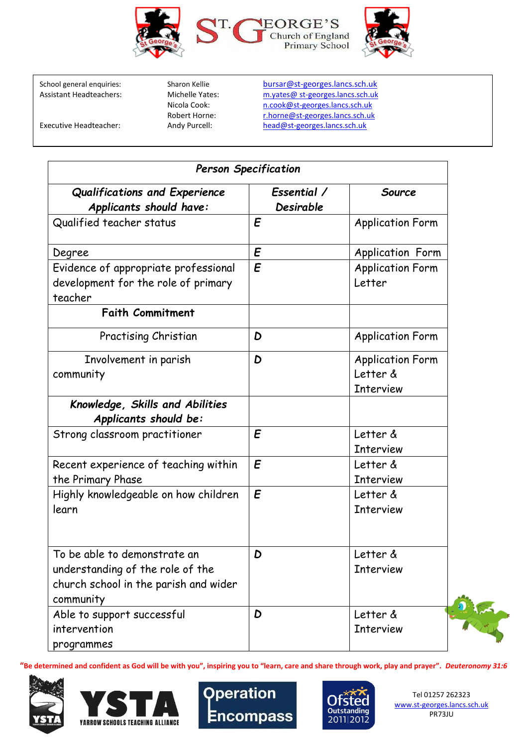# ST. GEORGE'S Church of England Primary School

| | | |
|---|---|---|
| School general enquiries: | Sharon Kellie | bursar@st-georges.lancs.sch.uk |
| Assistant Headteachers: | Michelle Yates: | m.yates@ st-georges.lancs.sch.uk |
| | Nicola Cook: | n.cook@st-georges.lancs.sch.uk |
| | Robert Horne: | r.horne@st-georges.lancs.sch.uk |
| Executive Headteacher: | Andy Purcell: | head@st-georges.lancs.sch.uk |

| *Person Specification* | | |
|---|---|---|
| ***Qualifications and Experience Applicants should have:*** | ***Essential / Desirable*** | ***Source*** |
| Qualified teacher status | *E* | Application Form |
| Degree | *E* | Application Form |
| Evidence of appropriate professional development for the role of primary teacher | *E* | Application Form Letter |
| **Faith Commitment** | | |
| Practising Christian | *D* | Application Form |
| Involvement in parish community | *D* | Application Form Letter & Interview |
| ***Knowledge, Skills and Abilities Applicants should be:*** | | |
| Strong classroom practitioner | *E* | Letter & Interview |
| Recent experience of teaching within the Primary Phase | *E* | Letter & Interview |
| Highly knowledgeable on how children learn | *E* | Letter & Interview |
| To be able to demonstrate an understanding of the role of the church school in the parish and wider community | *D* | Letter & Interview |
| Able to support successful intervention programmes | *D* | Letter & Interview |

**"Be determined and confident as God will be with you", inspiring you to "learn, care and share through work, play and prayer".** ***Deuteronomy 31:6***

Tel 01257 262323
www.st-georges.lancs.sch.uk
PR73JU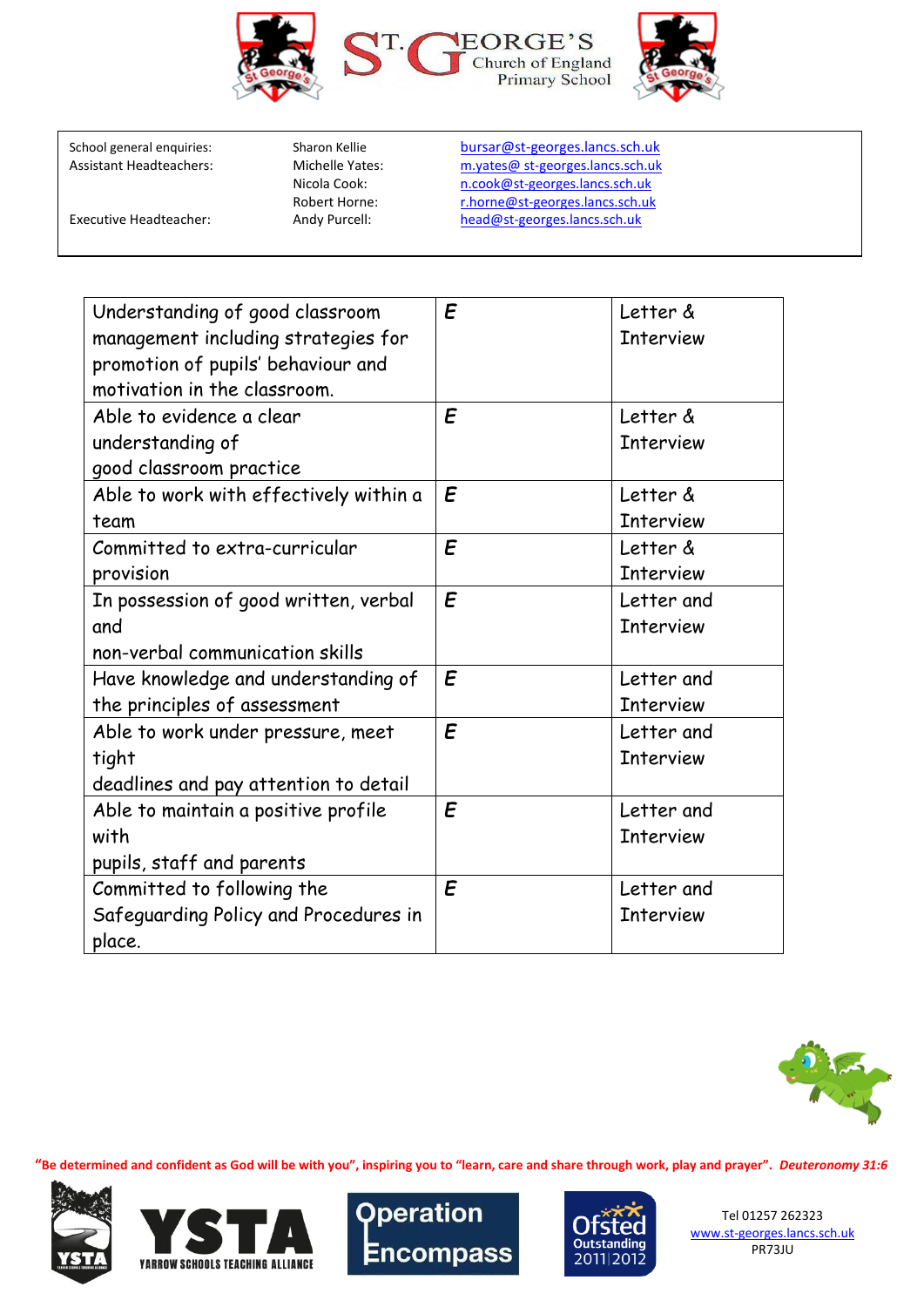# ST. GEORGE'S Church of England Primary School

| | | |
|---|---|---|
| School general enquiries: | Sharon Kellie | bursar@st-georges.lancs.sch.uk |
| Assistant Headteachers: | Michelle Yates: | m.yates@ st-georges.lancs.sch.uk |
| | Nicola Cook: | n.cook@st-georges.lancs.sch.uk |
| | Robert Horne: | r.horne@st-georges.lancs.sch.uk |
| Executive Headteacher: | Andy Purcell: | head@st-georges.lancs.sch.uk |

| | | |
|---|---|---|
| Understanding of good classroom management including strategies for promotion of pupils' behaviour and motivation in the classroom. | E | Letter & Interview |
| Able to evidence a clear understanding of good classroom practice | E | Letter & Interview |
| Able to work with effectively within a team | E | Letter & Interview |
| Committed to extra-curricular provision | E | Letter & Interview |
| In possession of good written, verbal and non-verbal communication skills | E | Letter and Interview |
| Have knowledge and understanding of the principles of assessment | E | Letter and Interview |
| Able to work under pressure, meet tight deadlines and pay attention to detail | E | Letter and Interview |
| Able to maintain a positive profile with pupils, staff and parents | E | Letter and Interview |
| Committed to following the Safeguarding Policy and Procedures in place. | E | Letter and Interview |

**"Be determined and confident as God will be with you", inspiring you to "learn, care and share through work, play and prayer".** ***Deuteronomy 31:6***

YSTA Yarrow Schools Teaching Alliance

Operation Encompass

Ofsted Outstanding 2011|2012

Tel 01257 262323
www.st-georges.lancs.sch.uk
PR73JU